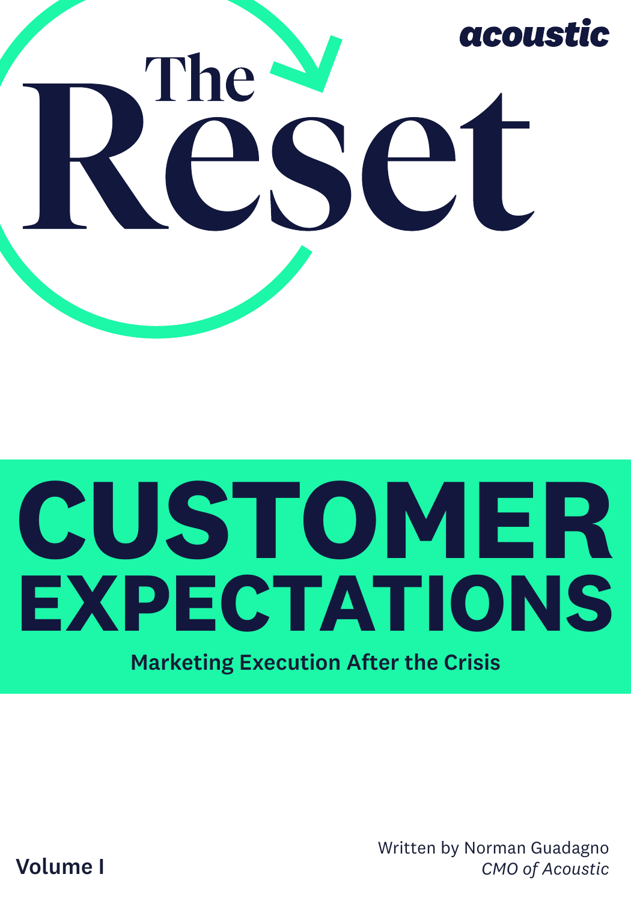acoustic

# The Reset

# CUSTOMER EXPECTATIONS

## Marketing Execution After the Crisis

Volume I

Written by Norman Guadagno
*CMO of Acoustic*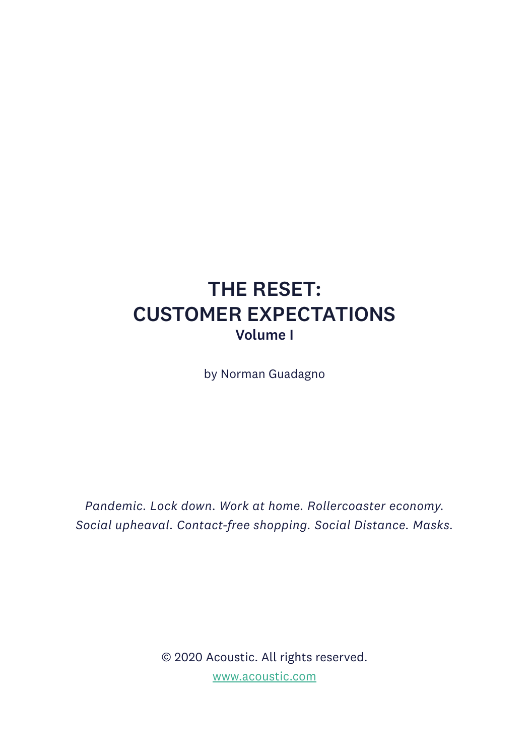# THE RESET: CUSTOMER EXPECTATIONS

**Volume I**

by Norman Guadagno

*Pandemic. Lock down. Work at home. Rollercoaster economy. Social upheaval. Contact-free shopping. Social Distance. Masks.*

© 2020 Acoustic. All rights reserved.

www.acoustic.com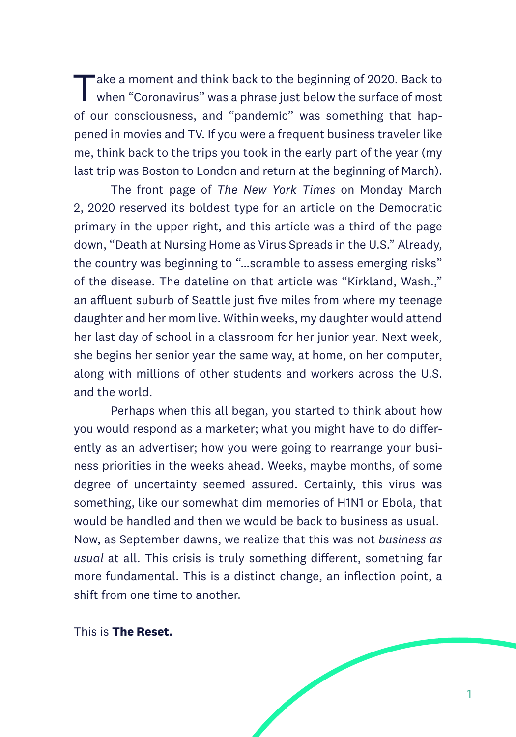Take a moment and think back to the beginning of 2020. Back to when "Coronavirus" was a phrase just below the surface of most of our consciousness, and "pandemic" was something that happened in movies and TV. If you were a frequent business traveler like me, think back to the trips you took in the early part of the year (my last trip was Boston to London and return at the beginning of March).

The front page of *The New York Times* on Monday March 2, 2020 reserved its boldest type for an article on the Democratic primary in the upper right, and this article was a third of the page down, "Death at Nursing Home as Virus Spreads in the U.S." Already, the country was beginning to "…scramble to assess emerging risks" of the disease. The dateline on that article was "Kirkland, Wash.," an affluent suburb of Seattle just five miles from where my teenage daughter and her mom live. Within weeks, my daughter would attend her last day of school in a classroom for her junior year. Next week, she begins her senior year the same way, at home, on her computer, along with millions of other students and workers across the U.S. and the world.

Perhaps when this all began, you started to think about how you would respond as a marketer; what you might have to do differently as an advertiser; how you were going to rearrange your business priorities in the weeks ahead. Weeks, maybe months, of some degree of uncertainty seemed assured. Certainly, this virus was something, like our somewhat dim memories of H1N1 or Ebola, that would be handled and then we would be back to business as usual. Now, as September dawns, we realize that this was not *business as usual* at all. This crisis is truly something different, something far more fundamental. This is a distinct change, an inflection point, a shift from one time to another.

This is **The Reset.**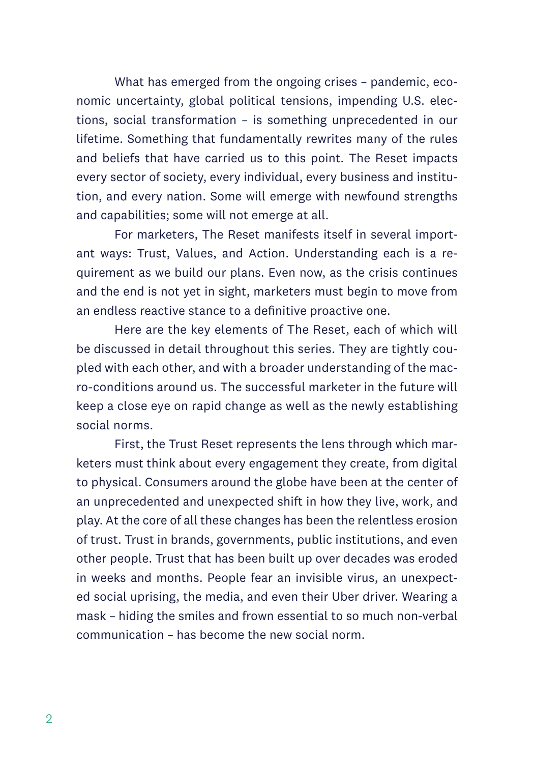What has emerged from the ongoing crises – pandemic, economic uncertainty, global political tensions, impending U.S. elections, social transformation – is something unprecedented in our lifetime. Something that fundamentally rewrites many of the rules and beliefs that have carried us to this point. The Reset impacts every sector of society, every individual, every business and institution, and every nation. Some will emerge with newfound strengths and capabilities; some will not emerge at all.

For marketers, The Reset manifests itself in several important ways: Trust, Values, and Action. Understanding each is a requirement as we build our plans. Even now, as the crisis continues and the end is not yet in sight, marketers must begin to move from an endless reactive stance to a definitive proactive one.

Here are the key elements of The Reset, each of which will be discussed in detail throughout this series. They are tightly coupled with each other, and with a broader understanding of the macro-conditions around us. The successful marketer in the future will keep a close eye on rapid change as well as the newly establishing social norms.

First, the Trust Reset represents the lens through which marketers must think about every engagement they create, from digital to physical. Consumers around the globe have been at the center of an unprecedented and unexpected shift in how they live, work, and play. At the core of all these changes has been the relentless erosion of trust. Trust in brands, governments, public institutions, and even other people. Trust that has been built up over decades was eroded in weeks and months. People fear an invisible virus, an unexpected social uprising, the media, and even their Uber driver. Wearing a mask – hiding the smiles and frown essential to so much non-verbal communication – has become the new social norm.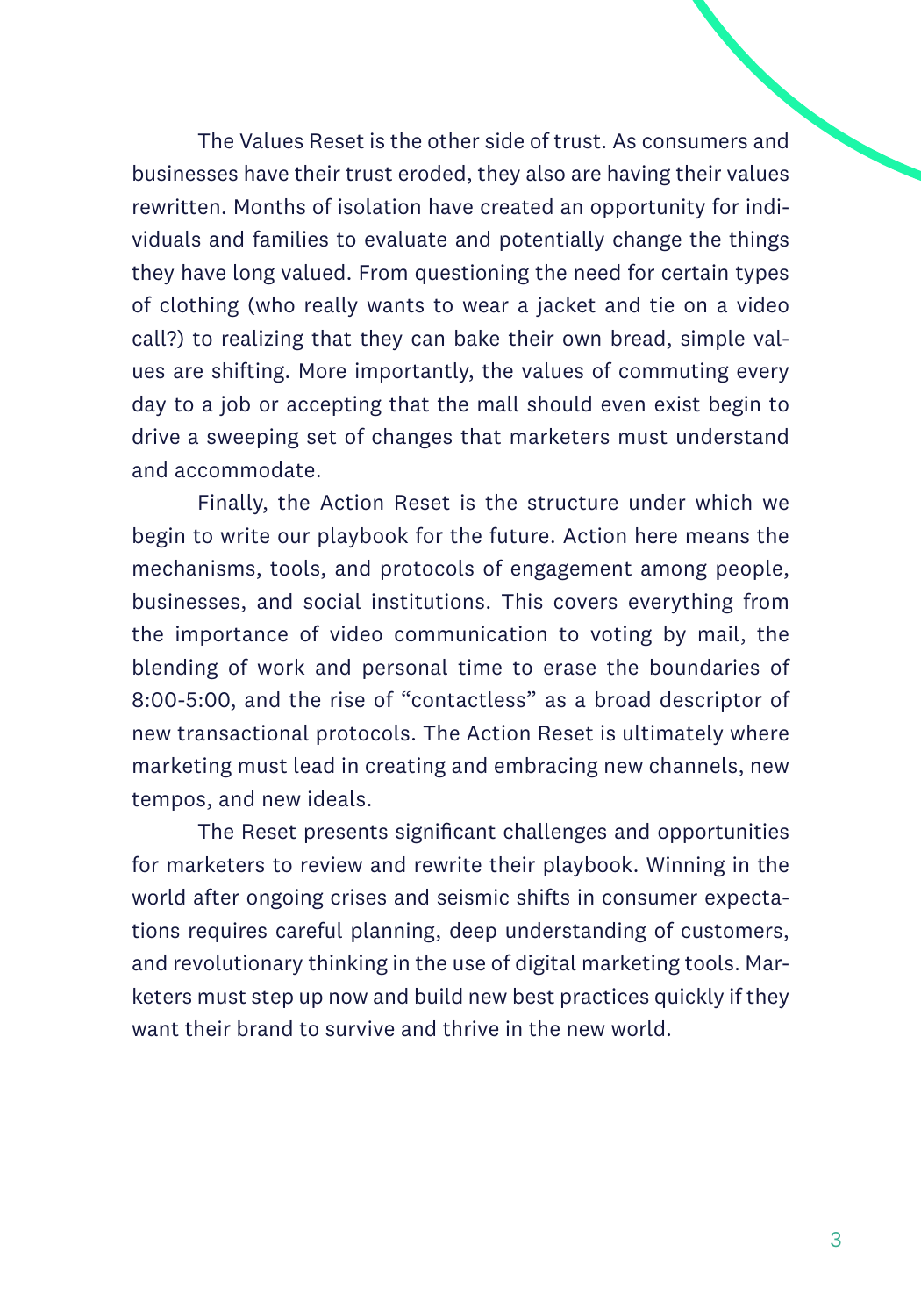The Values Reset is the other side of trust. As consumers and businesses have their trust eroded, they also are having their values rewritten. Months of isolation have created an opportunity for individuals and families to evaluate and potentially change the things they have long valued. From questioning the need for certain types of clothing (who really wants to wear a jacket and tie on a video call?) to realizing that they can bake their own bread, simple values are shifting. More importantly, the values of commuting every day to a job or accepting that the mall should even exist begin to drive a sweeping set of changes that marketers must understand and accommodate.

Finally, the Action Reset is the structure under which we begin to write our playbook for the future. Action here means the mechanisms, tools, and protocols of engagement among people, businesses, and social institutions. This covers everything from the importance of video communication to voting by mail, the blending of work and personal time to erase the boundaries of 8:00-5:00, and the rise of "contactless" as a broad descriptor of new transactional protocols. The Action Reset is ultimately where marketing must lead in creating and embracing new channels, new tempos, and new ideals.

The Reset presents significant challenges and opportunities for marketers to review and rewrite their playbook. Winning in the world after ongoing crises and seismic shifts in consumer expectations requires careful planning, deep understanding of customers, and revolutionary thinking in the use of digital marketing tools. Marketers must step up now and build new best practices quickly if they want their brand to survive and thrive in the new world.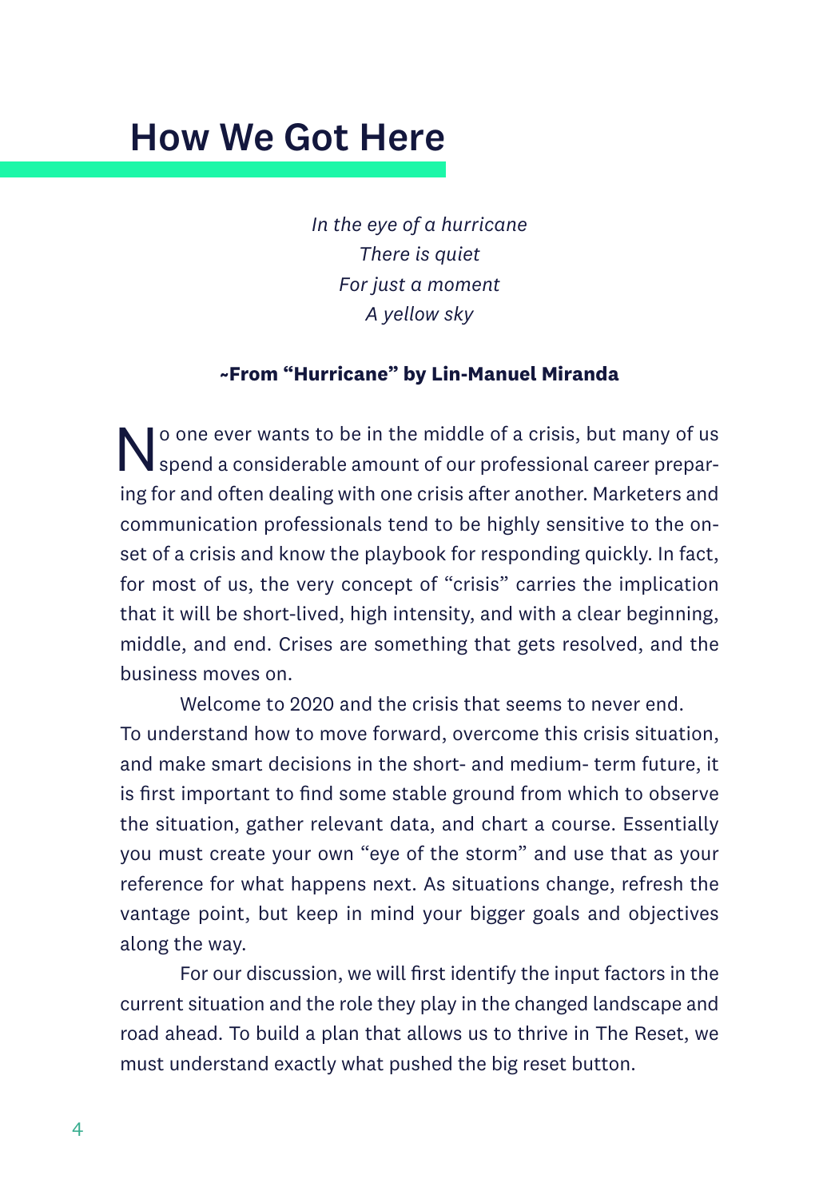# How We Got Here

*In the eye of a hurricane*
*There is quiet*
*For just a moment*
*A yellow sky*

**~From "Hurricane" by Lin-Manuel Miranda**

No one ever wants to be in the middle of a crisis, but many of us spend a considerable amount of our professional career preparing for and often dealing with one crisis after another. Marketers and communication professionals tend to be highly sensitive to the onset of a crisis and know the playbook for responding quickly. In fact, for most of us, the very concept of "crisis" carries the implication that it will be short-lived, high intensity, and with a clear beginning, middle, and end. Crises are something that gets resolved, and the business moves on.

Welcome to 2020 and the crisis that seems to never end.

To understand how to move forward, overcome this crisis situation, and make smart decisions in the short- and medium- term future, it is first important to find some stable ground from which to observe the situation, gather relevant data, and chart a course. Essentially you must create your own "eye of the storm" and use that as your reference for what happens next. As situations change, refresh the vantage point, but keep in mind your bigger goals and objectives along the way.

For our discussion, we will first identify the input factors in the current situation and the role they play in the changed landscape and road ahead. To build a plan that allows us to thrive in The Reset, we must understand exactly what pushed the big reset button.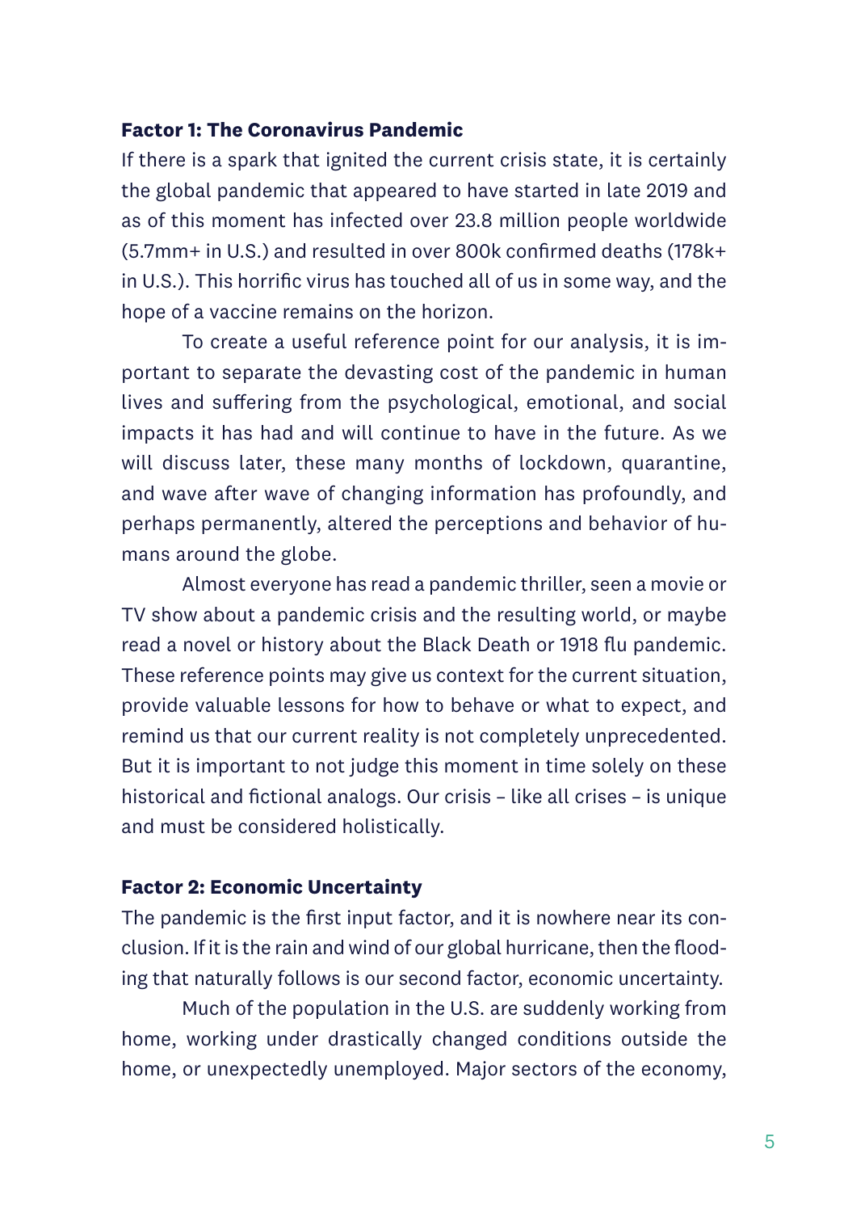### Factor 1: The Coronavirus Pandemic

If there is a spark that ignited the current crisis state, it is certainly the global pandemic that appeared to have started in late 2019 and as of this moment has infected over 23.8 million people worldwide (5.7mm+ in U.S.) and resulted in over 800k confirmed deaths (178k+ in U.S.). This horrific virus has touched all of us in some way, and the hope of a vaccine remains on the horizon.

To create a useful reference point for our analysis, it is important to separate the devasting cost of the pandemic in human lives and suffering from the psychological, emotional, and social impacts it has had and will continue to have in the future. As we will discuss later, these many months of lockdown, quarantine, and wave after wave of changing information has profoundly, and perhaps permanently, altered the perceptions and behavior of humans around the globe.

Almost everyone has read a pandemic thriller, seen a movie or TV show about a pandemic crisis and the resulting world, or maybe read a novel or history about the Black Death or 1918 flu pandemic. These reference points may give us context for the current situation, provide valuable lessons for how to behave or what to expect, and remind us that our current reality is not completely unprecedented. But it is important to not judge this moment in time solely on these historical and fictional analogs. Our crisis – like all crises – is unique and must be considered holistically.

### Factor 2: Economic Uncertainty

The pandemic is the first input factor, and it is nowhere near its conclusion. If it is the rain and wind of our global hurricane, then the flooding that naturally follows is our second factor, economic uncertainty.

Much of the population in the U.S. are suddenly working from home, working under drastically changed conditions outside the home, or unexpectedly unemployed. Major sectors of the economy,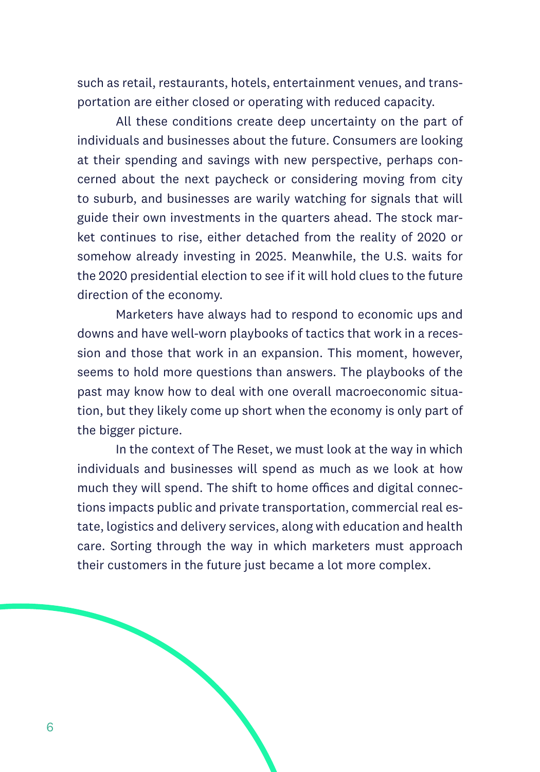such as retail, restaurants, hotels, entertainment venues, and transportation are either closed or operating with reduced capacity.

All these conditions create deep uncertainty on the part of individuals and businesses about the future. Consumers are looking at their spending and savings with new perspective, perhaps concerned about the next paycheck or considering moving from city to suburb, and businesses are warily watching for signals that will guide their own investments in the quarters ahead. The stock market continues to rise, either detached from the reality of 2020 or somehow already investing in 2025. Meanwhile, the U.S. waits for the 2020 presidential election to see if it will hold clues to the future direction of the economy.

Marketers have always had to respond to economic ups and downs and have well-worn playbooks of tactics that work in a recession and those that work in an expansion. This moment, however, seems to hold more questions than answers. The playbooks of the past may know how to deal with one overall macroeconomic situation, but they likely come up short when the economy is only part of the bigger picture.

In the context of The Reset, we must look at the way in which individuals and businesses will spend as much as we look at how much they will spend. The shift to home offices and digital connections impacts public and private transportation, commercial real estate, logistics and delivery services, along with education and health care. Sorting through the way in which marketers must approach their customers in the future just became a lot more complex.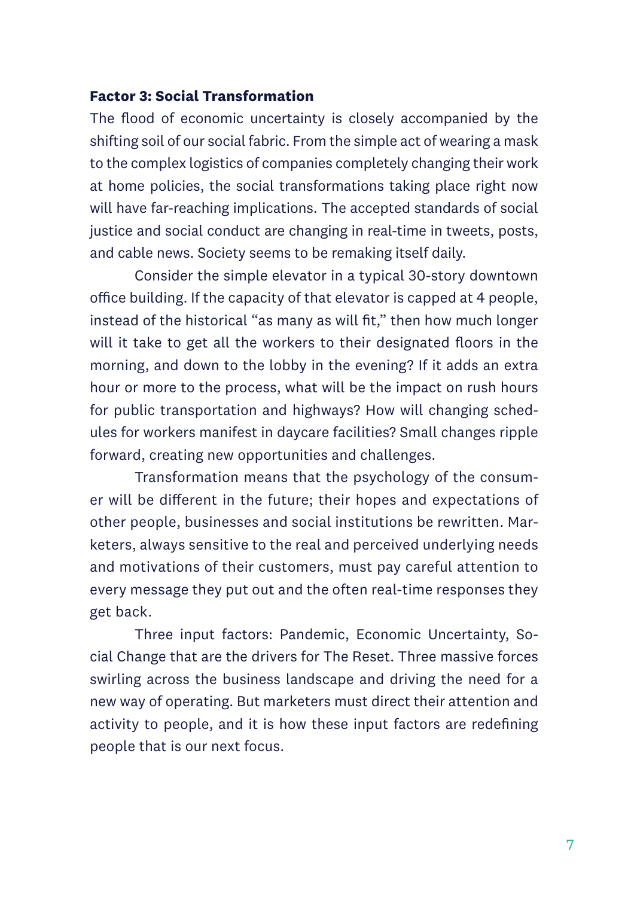**Factor 3: Social Transformation**

The flood of economic uncertainty is closely accompanied by the shifting soil of our social fabric. From the simple act of wearing a mask to the complex logistics of companies completely changing their work at home policies, the social transformations taking place right now will have far-reaching implications. The accepted standards of social justice and social conduct are changing in real-time in tweets, posts, and cable news. Society seems to be remaking itself daily.

Consider the simple elevator in a typical 30-story downtown office building. If the capacity of that elevator is capped at 4 people, instead of the historical "as many as will fit," then how much longer will it take to get all the workers to their designated floors in the morning, and down to the lobby in the evening? If it adds an extra hour or more to the process, what will be the impact on rush hours for public transportation and highways? How will changing schedules for workers manifest in daycare facilities? Small changes ripple forward, creating new opportunities and challenges.

Transformation means that the psychology of the consumer will be different in the future; their hopes and expectations of other people, businesses and social institutions be rewritten. Marketers, always sensitive to the real and perceived underlying needs and motivations of their customers, must pay careful attention to every message they put out and the often real-time responses they get back.

Three input factors: Pandemic, Economic Uncertainty, Social Change that are the drivers for The Reset. Three massive forces swirling across the business landscape and driving the need for a new way of operating. But marketers must direct their attention and activity to people, and it is how these input factors are redefining people that is our next focus.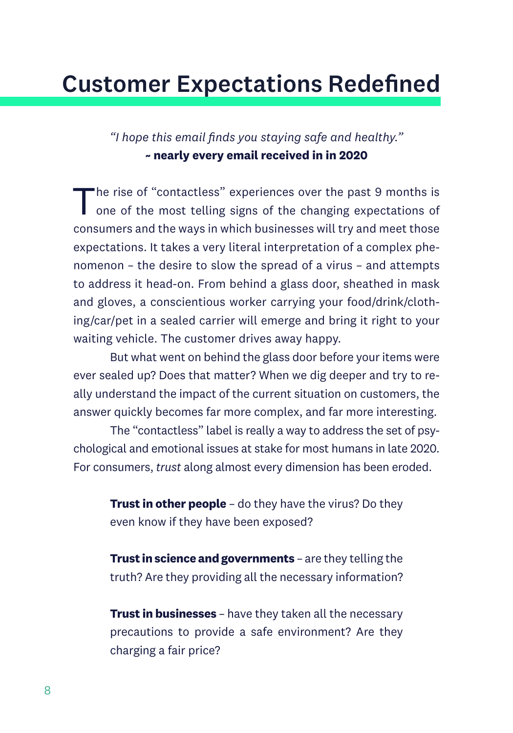# Customer Expectations Redefined

*"I hope this email finds you staying safe and healthy."*
**~ nearly every email received in in 2020**

The rise of "contactless" experiences over the past 9 months is one of the most telling signs of the changing expectations of consumers and the ways in which businesses will try and meet those expectations. It takes a very literal interpretation of a complex phenomenon – the desire to slow the spread of a virus – and attempts to address it head-on. From behind a glass door, sheathed in mask and gloves, a conscientious worker carrying your food/drink/clothing/car/pet in a sealed carrier will emerge and bring it right to your waiting vehicle. The customer drives away happy.

But what went on behind the glass door before your items were ever sealed up? Does that matter? When we dig deeper and try to really understand the impact of the current situation on customers, the answer quickly becomes far more complex, and far more interesting.

The "contactless" label is really a way to address the set of psychological and emotional issues at stake for most humans in late 2020. For consumers, *trust* along almost every dimension has been eroded.

**Trust in other people** – do they have the virus? Do they even know if they have been exposed?

**Trust in science and governments** – are they telling the truth? Are they providing all the necessary information?

**Trust in businesses** – have they taken all the necessary precautions to provide a safe environment? Are they charging a fair price?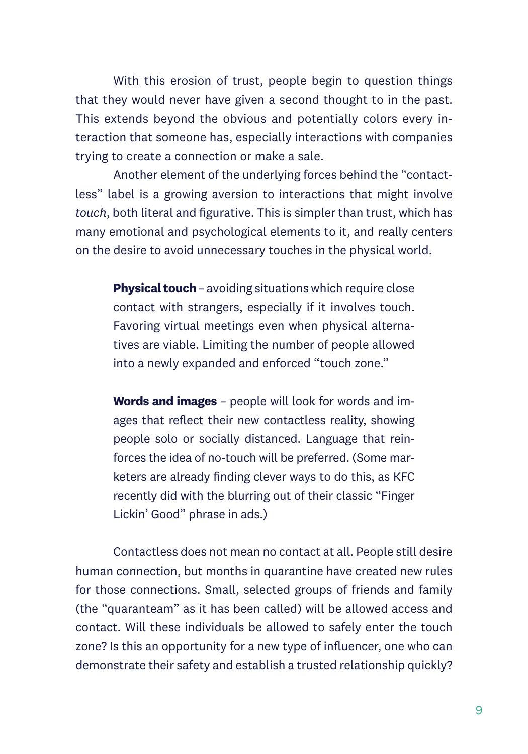With this erosion of trust, people begin to question things that they would never have given a second thought to in the past. This extends beyond the obvious and potentially colors every interaction that someone has, especially interactions with companies trying to create a connection or make a sale.

Another element of the underlying forces behind the "contactless" label is a growing aversion to interactions that might involve *touch*, both literal and figurative. This is simpler than trust, which has many emotional and psychological elements to it, and really centers on the desire to avoid unnecessary touches in the physical world.

> **Physical touch** – avoiding situations which require close contact with strangers, especially if it involves touch. Favoring virtual meetings even when physical alternatives are viable. Limiting the number of people allowed into a newly expanded and enforced "touch zone."

> **Words and images** – people will look for words and images that reflect their new contactless reality, showing people solo or socially distanced. Language that reinforces the idea of no-touch will be preferred. (Some marketers are already finding clever ways to do this, as KFC recently did with the blurring out of their classic "Finger Lickin' Good" phrase in ads.)

Contactless does not mean no contact at all. People still desire human connection, but months in quarantine have created new rules for those connections. Small, selected groups of friends and family (the "quaranteam" as it has been called) will be allowed access and contact. Will these individuals be allowed to safely enter the touch zone? Is this an opportunity for a new type of influencer, one who can demonstrate their safety and establish a trusted relationship quickly?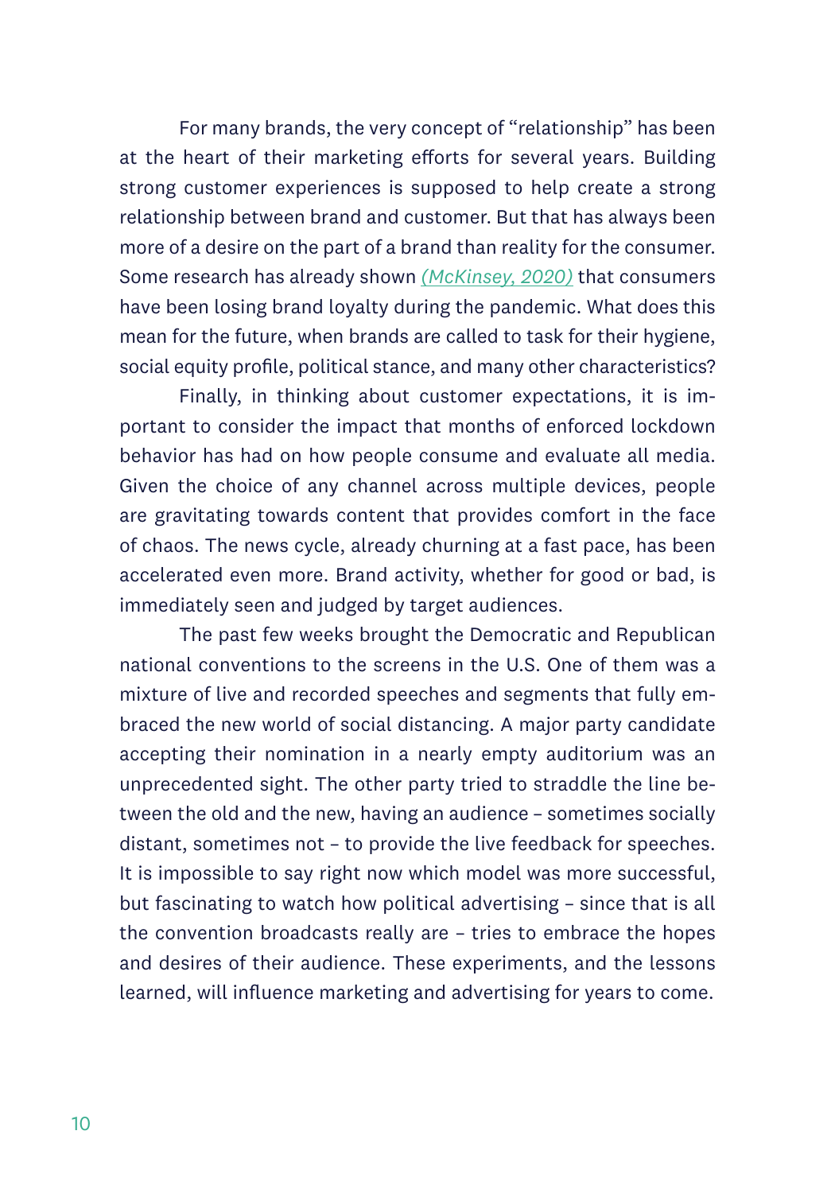For many brands, the very concept of "relationship" has been at the heart of their marketing efforts for several years. Building strong customer experiences is supposed to help create a strong relationship between brand and customer. But that has always been more of a desire on the part of a brand than reality for the consumer. Some research has already shown *(McKinsey, 2020)* that consumers have been losing brand loyalty during the pandemic. What does this mean for the future, when brands are called to task for their hygiene, social equity profile, political stance, and many other characteristics?

Finally, in thinking about customer expectations, it is important to consider the impact that months of enforced lockdown behavior has had on how people consume and evaluate all media. Given the choice of any channel across multiple devices, people are gravitating towards content that provides comfort in the face of chaos. The news cycle, already churning at a fast pace, has been accelerated even more. Brand activity, whether for good or bad, is immediately seen and judged by target audiences.

The past few weeks brought the Democratic and Republican national conventions to the screens in the U.S. One of them was a mixture of live and recorded speeches and segments that fully embraced the new world of social distancing. A major party candidate accepting their nomination in a nearly empty auditorium was an unprecedented sight. The other party tried to straddle the line between the old and the new, having an audience – sometimes socially distant, sometimes not – to provide the live feedback for speeches. It is impossible to say right now which model was more successful, but fascinating to watch how political advertising – since that is all the convention broadcasts really are – tries to embrace the hopes and desires of their audience. These experiments, and the lessons learned, will influence marketing and advertising for years to come.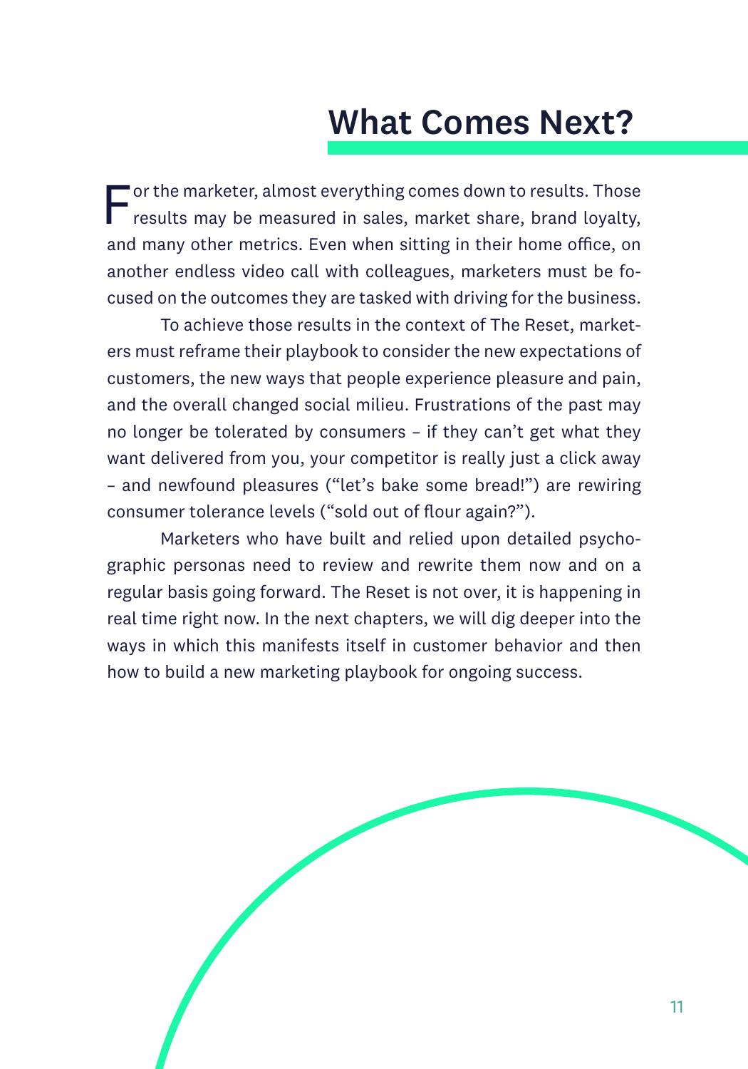# What Comes Next?

For the marketer, almost everything comes down to results. Those results may be measured in sales, market share, brand loyalty, and many other metrics. Even when sitting in their home office, on another endless video call with colleagues, marketers must be focused on the outcomes they are tasked with driving for the business.

To achieve those results in the context of The Reset, marketers must reframe their playbook to consider the new expectations of customers, the new ways that people experience pleasure and pain, and the overall changed social milieu. Frustrations of the past may no longer be tolerated by consumers – if they can't get what they want delivered from you, your competitor is really just a click away – and newfound pleasures ("let's bake some bread!") are rewiring consumer tolerance levels ("sold out of flour again?").

Marketers who have built and relied upon detailed psychographic personas need to review and rewrite them now and on a regular basis going forward. The Reset is not over, it is happening in real time right now. In the next chapters, we will dig deeper into the ways in which this manifests itself in customer behavior and then how to build a new marketing playbook for ongoing success.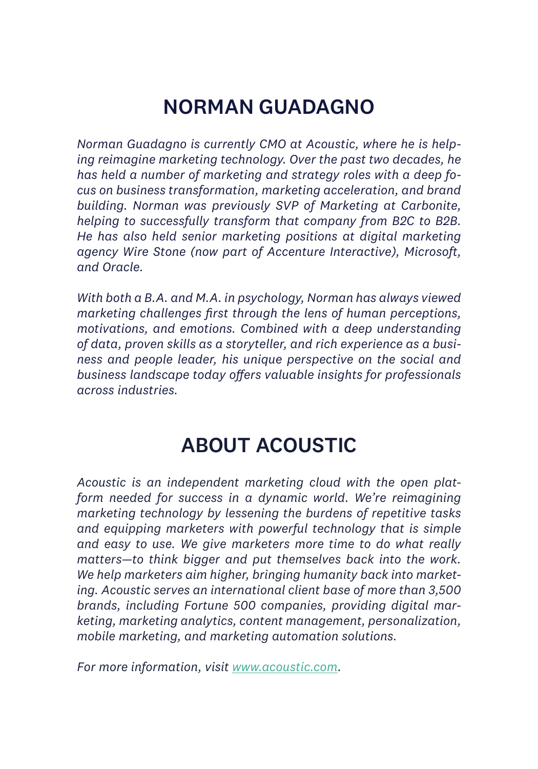## NORMAN GUADAGNO

*Norman Guadagno is currently CMO at Acoustic, where he is helping reimagine marketing technology. Over the past two decades, he has held a number of marketing and strategy roles with a deep focus on business transformation, marketing acceleration, and brand building. Norman was previously SVP of Marketing at Carbonite, helping to successfully transform that company from B2C to B2B. He has also held senior marketing positions at digital marketing agency Wire Stone (now part of Accenture Interactive), Microsoft, and Oracle.*

*With both a B.A. and M.A. in psychology, Norman has always viewed marketing challenges first through the lens of human perceptions, motivations, and emotions. Combined with a deep understanding of data, proven skills as a storyteller, and rich experience as a business and people leader, his unique perspective on the social and business landscape today offers valuable insights for professionals across industries.*

## ABOUT ACOUSTIC

*Acoustic is an independent marketing cloud with the open platform needed for success in a dynamic world. We're reimagining marketing technology by lessening the burdens of repetitive tasks and equipping marketers with powerful technology that is simple and easy to use. We give marketers more time to do what really matters—to think bigger and put themselves back into the work. We help marketers aim higher, bringing humanity back into marketing. Acoustic serves an international client base of more than 3,500 brands, including Fortune 500 companies, providing digital marketing, marketing analytics, content management, personalization, mobile marketing, and marketing automation solutions.*

*For more information, visit [www.acoustic.com](http://www.acoustic.com).*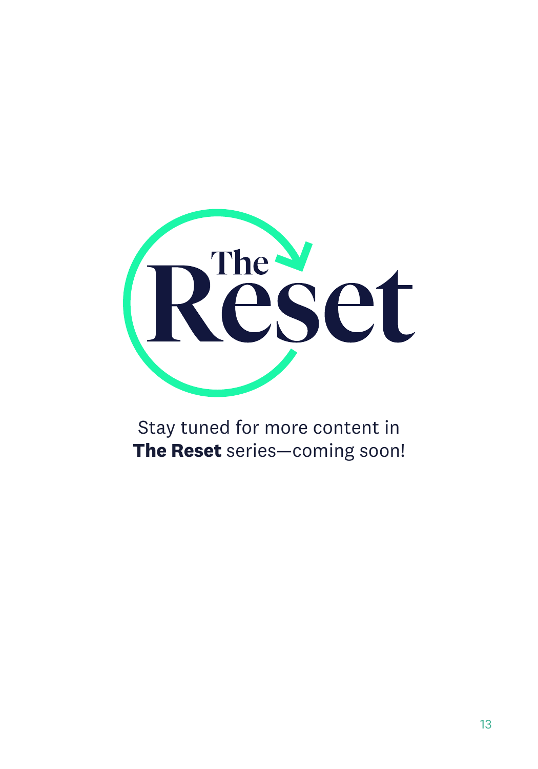The Reset

Stay tuned for more content in **The Reset** series—coming soon!